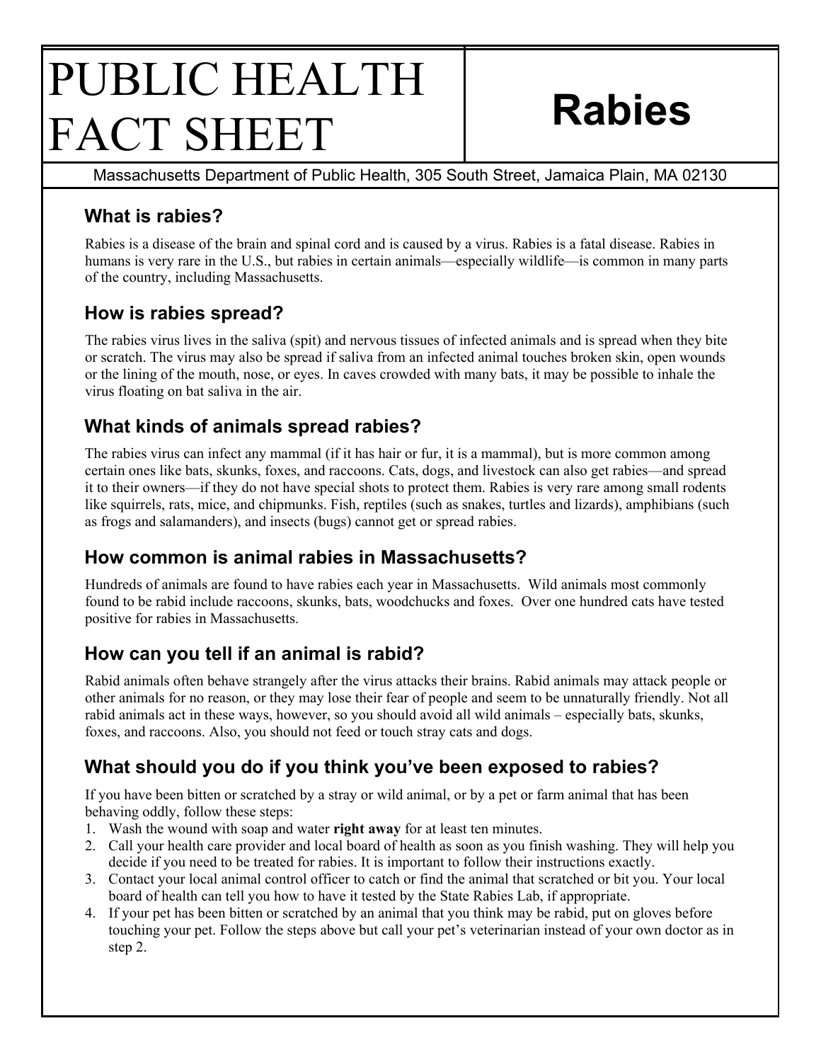# PUBLIC HEALTH FACT SHEET

# Rabies

Massachusetts Department of Public Health, 305 South Street, Jamaica Plain, MA 02130

## What is rabies?

Rabies is a disease of the brain and spinal cord and is caused by a virus. Rabies is a fatal disease. Rabies in humans is very rare in the U.S., but rabies in certain animals—especially wildlife—is common in many parts of the country, including Massachusetts.

## How is rabies spread?

The rabies virus lives in the saliva (spit) and nervous tissues of infected animals and is spread when they bite or scratch. The virus may also be spread if saliva from an infected animal touches broken skin, open wounds or the lining of the mouth, nose, or eyes. In caves crowded with many bats, it may be possible to inhale the virus floating on bat saliva in the air.

## What kinds of animals spread rabies?

The rabies virus can infect any mammal (if it has hair or fur, it is a mammal), but is more common among certain ones like bats, skunks, foxes, and raccoons. Cats, dogs, and livestock can also get rabies—and spread it to their owners—if they do not have special shots to protect them. Rabies is very rare among small rodents like squirrels, rats, mice, and chipmunks. Fish, reptiles (such as snakes, turtles and lizards), amphibians (such as frogs and salamanders), and insects (bugs) cannot get or spread rabies.

## How common is animal rabies in Massachusetts?

Hundreds of animals are found to have rabies each year in Massachusetts. Wild animals most commonly found to be rabid include raccoons, skunks, bats, woodchucks and foxes. Over one hundred cats have tested positive for rabies in Massachusetts.

## How can you tell if an animal is rabid?

Rabid animals often behave strangely after the virus attacks their brains. Rabid animals may attack people or other animals for no reason, or they may lose their fear of people and seem to be unnaturally friendly. Not all rabid animals act in these ways, however, so you should avoid all wild animals – especially bats, skunks, foxes, and raccoons. Also, you should not feed or touch stray cats and dogs.

## What should you do if you think you've been exposed to rabies?

If you have been bitten or scratched by a stray or wild animal, or by a pet or farm animal that has been behaving oddly, follow these steps:

1. Wash the wound with soap and water **right away** for at least ten minutes.
2. Call your health care provider and local board of health as soon as you finish washing. They will help you decide if you need to be treated for rabies. It is important to follow their instructions exactly.
3. Contact your local animal control officer to catch or find the animal that scratched or bit you. Your local board of health can tell you how to have it tested by the State Rabies Lab, if appropriate.
4. If your pet has been bitten or scratched by an animal that you think may be rabid, put on gloves before touching your pet. Follow the steps above but call your pet's veterinarian instead of your own doctor as in step 2.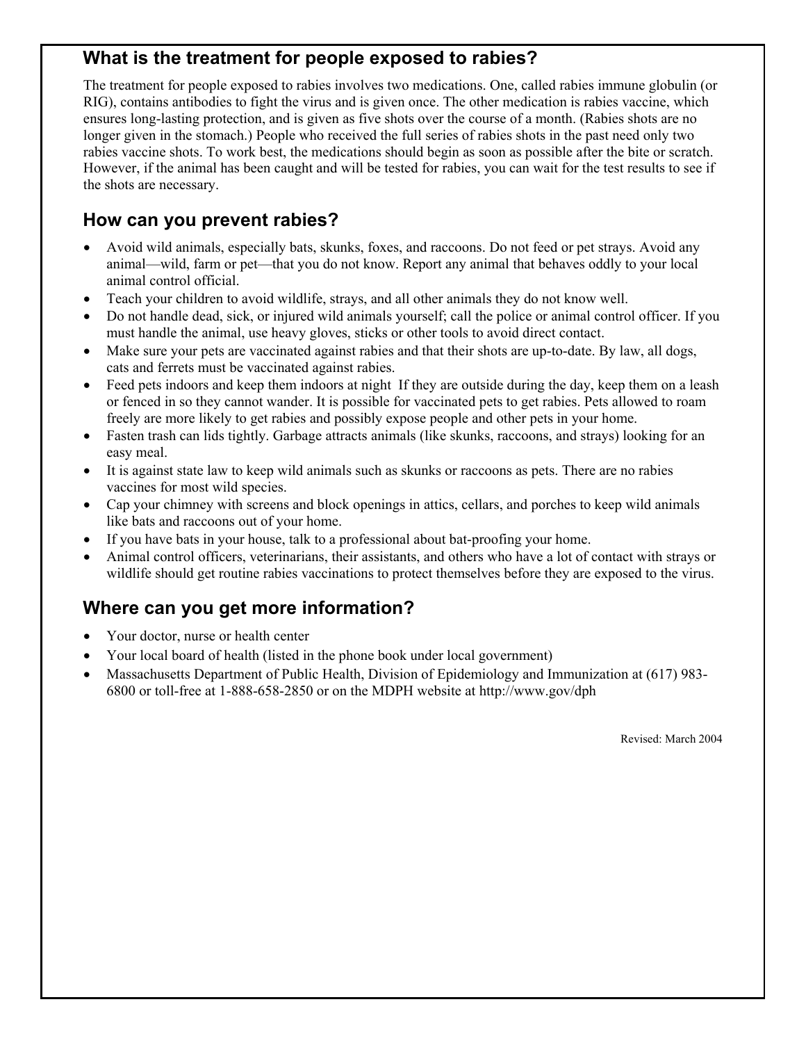## What is the treatment for people exposed to rabies?

The treatment for people exposed to rabies involves two medications. One, called rabies immune globulin (or RIG), contains antibodies to fight the virus and is given once. The other medication is rabies vaccine, which ensures long-lasting protection, and is given as five shots over the course of a month. (Rabies shots are no longer given in the stomach.) People who received the full series of rabies shots in the past need only two rabies vaccine shots. To work best, the medications should begin as soon as possible after the bite or scratch. However, if the animal has been caught and will be tested for rabies, you can wait for the test results to see if the shots are necessary.

## How can you prevent rabies?

- Avoid wild animals, especially bats, skunks, foxes, and raccoons. Do not feed or pet strays. Avoid any animal—wild, farm or pet—that you do not know. Report any animal that behaves oddly to your local animal control official.
- Teach your children to avoid wildlife, strays, and all other animals they do not know well.
- Do not handle dead, sick, or injured wild animals yourself; call the police or animal control officer. If you must handle the animal, use heavy gloves, sticks or other tools to avoid direct contact.
- Make sure your pets are vaccinated against rabies and that their shots are up-to-date. By law, all dogs, cats and ferrets must be vaccinated against rabies.
- Feed pets indoors and keep them indoors at night If they are outside during the day, keep them on a leash or fenced in so they cannot wander. It is possible for vaccinated pets to get rabies. Pets allowed to roam freely are more likely to get rabies and possibly expose people and other pets in your home.
- Fasten trash can lids tightly. Garbage attracts animals (like skunks, raccoons, and strays) looking for an easy meal.
- It is against state law to keep wild animals such as skunks or raccoons as pets. There are no rabies vaccines for most wild species.
- Cap your chimney with screens and block openings in attics, cellars, and porches to keep wild animals like bats and raccoons out of your home.
- If you have bats in your house, talk to a professional about bat-proofing your home.
- Animal control officers, veterinarians, their assistants, and others who have a lot of contact with strays or wildlife should get routine rabies vaccinations to protect themselves before they are exposed to the virus.

## Where can you get more information?

- Your doctor, nurse or health center
- Your local board of health (listed in the phone book under local government)
- Massachusetts Department of Public Health, Division of Epidemiology and Immunization at (617) 983-6800 or toll-free at 1-888-658-2850 or on the MDPH website at http://www.gov/dph

Revised: March 2004